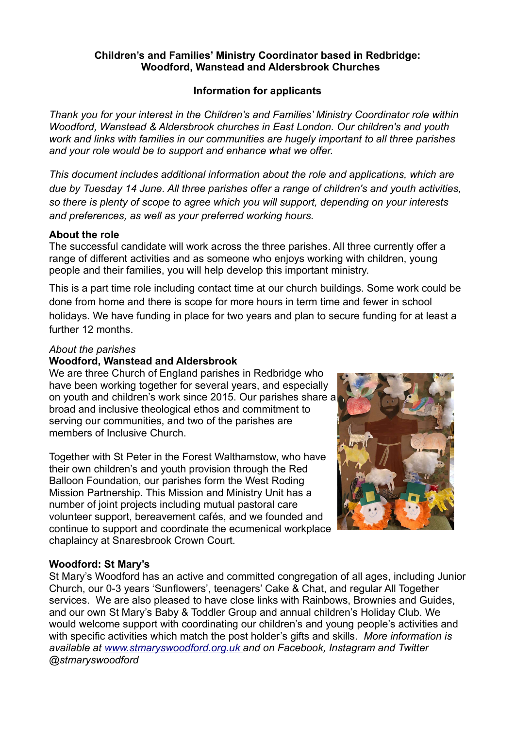**Children's and Families' Ministry Coordinator based in Redbridge: Woodford, Wanstead and Aldersbrook Churches**

**Information for applicants**

*Thank you for your interest in the Children's and Families' Ministry Coordinator role within Woodford, Wanstead & Aldersbrook churches in East London. Our children's and youth work and links with families in our communities are hugely important to all three parishes and your role would be to support and enhance what we offer.*

*This document includes additional information about the role and applications, which are due by Tuesday 14 June. All three parishes offer a range of children's and youth activities, so there is plenty of scope to agree which you will support, depending on your interests and preferences, as well as your preferred working hours.*

**About the role**

The successful candidate will work across the three parishes. All three currently offer a range of different activities and as someone who enjoys working with children, young people and their families, you will help develop this important ministry.

This is a part time role including contact time at our church buildings. Some work could be done from home and there is scope for more hours in term time and fewer in school holidays. We have funding in place for two years and plan to secure funding for at least a further 12 months.

*About the parishes*

**Woodford, Wanstead and Aldersbrook**

We are three Church of England parishes in Redbridge who have been working together for several years, and especially on youth and children's work since 2015. Our parishes share a broad and inclusive theological ethos and commitment to serving our communities, and two of the parishes are members of Inclusive Church.

Together with St Peter in the Forest Walthamstow, who have their own children's and youth provision through the Red Balloon Foundation, our parishes form the West Roding Mission Partnership. This Mission and Ministry Unit has a number of joint projects including mutual pastoral care volunteer support, bereavement cafés, and we founded and continue to support and coordinate the ecumenical workplace chaplaincy at Snaresbrook Crown Court.

**Woodford: St Mary's**

St Mary's Woodford has an active and committed congregation of all ages, including Junior Church, our 0-3 years 'Sunflowers', teenagers' Cake & Chat, and regular All Together services. We are also pleased to have close links with Rainbows, Brownies and Guides, and our own St Mary's Baby & Toddler Group and annual children's Holiday Club. We would welcome support with coordinating our children's and young people's activities and with specific activities which match the post holder's gifts and skills. *More information is available at [www.stmaryswoodford.org.uk](www.stmaryswoodford.org.uk) and on Facebook, Instagram and Twitter @stmaryswoodford*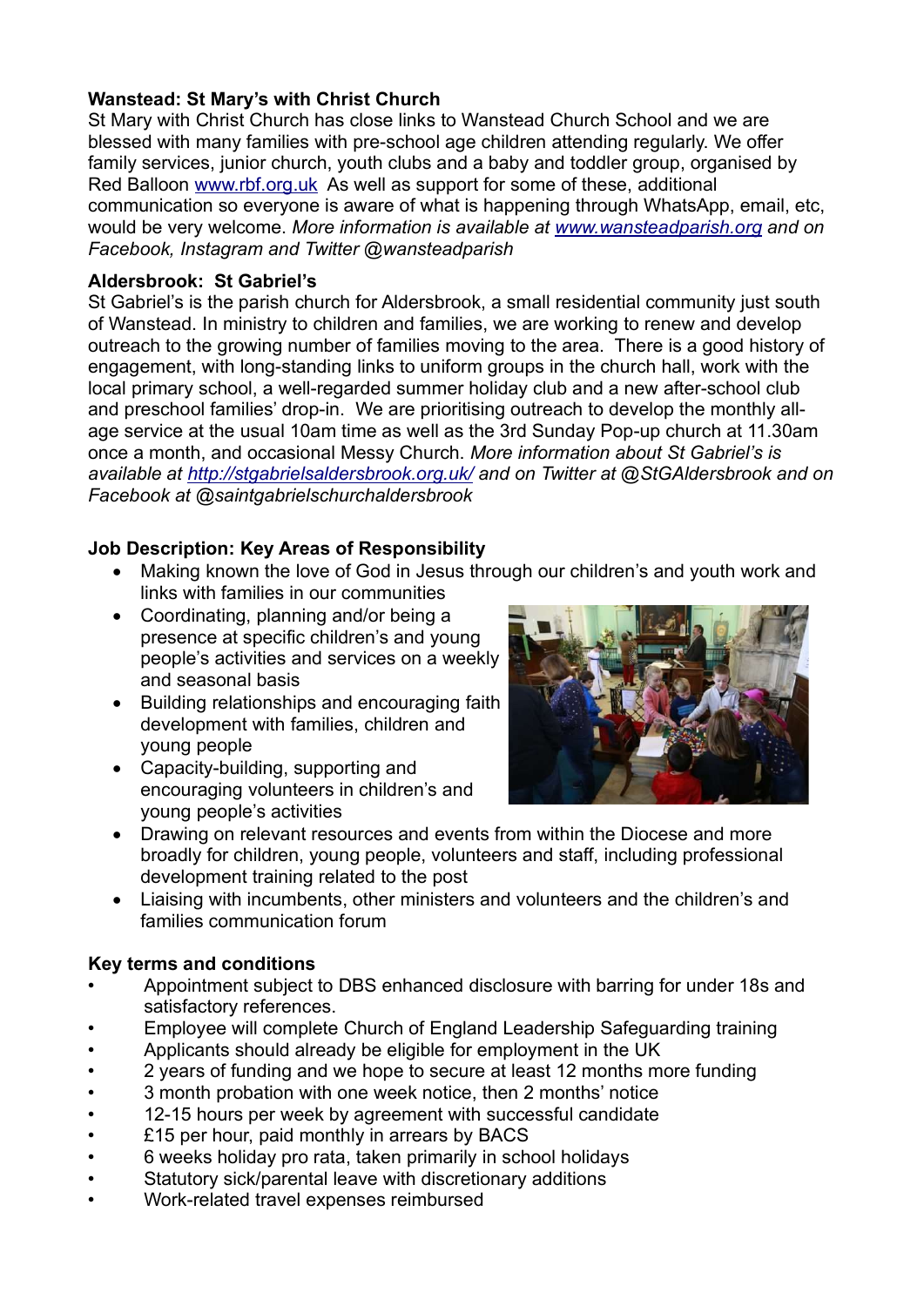**Wanstead: St Mary's with Christ Church**

St Mary with Christ Church has close links to Wanstead Church School and we are blessed with many families with pre-school age children attending regularly. We offer family services, junior church, youth clubs and a baby and toddler group, organised by Red Balloon www.rbf.org.uk As well as support for some of these, additional communication so everyone is aware of what is happening through WhatsApp, email, etc, would be very welcome. *More information is available at www.wansteadparish.org and on Facebook, Instagram and Twitter @wansteadparish*

**Aldersbrook: St Gabriel's**

St Gabriel's is the parish church for Aldersbrook, a small residential community just south of Wanstead. In ministry to children and families, we are working to renew and develop outreach to the growing number of families moving to the area. There is a good history of engagement, with long-standing links to uniform groups in the church hall, work with the local primary school, a well-regarded summer holiday club and a new after-school club and preschool families' drop-in. We are prioritising outreach to develop the monthly all-age service at the usual 10am time as well as the 3rd Sunday Pop-up church at 11.30am once a month, and occasional Messy Church. *More information about St Gabriel's is available at http://stgabrielsaldersbrook.org.uk/ and on Twitter at @StGAldersbrook and on Facebook at @saintgabrielschurchaldersbrook*

**Job Description: Key Areas of Responsibility**

- Making known the love of God in Jesus through our children's and youth work and links with families in our communities
- Coordinating, planning and/or being a presence at specific children's and young people's activities and services on a weekly and seasonal basis
- Building relationships and encouraging faith development with families, children and young people
- Capacity-building, supporting and encouraging volunteers in children's and young people's activities
- Drawing on relevant resources and events from within the Diocese and more broadly for children, young people, volunteers and staff, including professional development training related to the post
- Liaising with incumbents, other ministers and volunteers and the children's and families communication forum

**Key terms and conditions**

- Appointment subject to DBS enhanced disclosure with barring for under 18s and satisfactory references.
- Employee will complete Church of England Leadership Safeguarding training
- Applicants should already be eligible for employment in the UK
- 2 years of funding and we hope to secure at least 12 months more funding
- 3 month probation with one week notice, then 2 months' notice
- 12-15 hours per week by agreement with successful candidate
- £15 per hour, paid monthly in arrears by BACS
- 6 weeks holiday pro rata, taken primarily in school holidays
- Statutory sick/parental leave with discretionary additions
- Work-related travel expenses reimbursed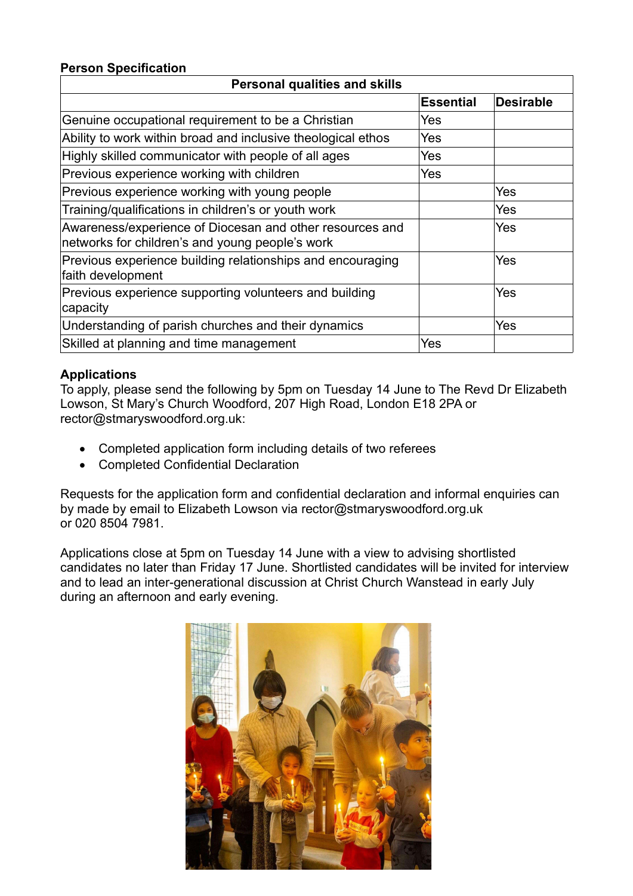**Person Specification**

| Personal qualities and skills | | |
|---|---|---|
| | **Essential** | **Desirable** |
| Genuine occupational requirement to be a Christian | Yes | |
| Ability to work within broad and inclusive theological ethos | Yes | |
| Highly skilled communicator with people of all ages | Yes | |
| Previous experience working with children | Yes | |
| Previous experience working with young people | | Yes |
| Training/qualifications in children's or youth work | | Yes |
| Awareness/experience of Diocesan and other resources and networks for children's and young people's work | | Yes |
| Previous experience building relationships and encouraging faith development | | Yes |
| Previous experience supporting volunteers and building capacity | | Yes |
| Understanding of parish churches and their dynamics | | Yes |
| Skilled at planning and time management | Yes | |

**Applications**

To apply, please send the following by 5pm on Tuesday 14 June to The Revd Dr Elizabeth Lowson, St Mary's Church Woodford, 207 High Road, London E18 2PA or rector@stmaryswoodford.org.uk:

- Completed application form including details of two referees
- Completed Confidential Declaration

Requests for the application form and confidential declaration and informal enquiries can by made by email to Elizabeth Lowson via rector@stmaryswoodford.org.uk or 020 8504 7981.

Applications close at 5pm on Tuesday 14 June with a view to advising shortlisted candidates no later than Friday 17 June. Shortlisted candidates will be invited for interview and to lead an inter-generational discussion at Christ Church Wanstead in early July during an afternoon and early evening.